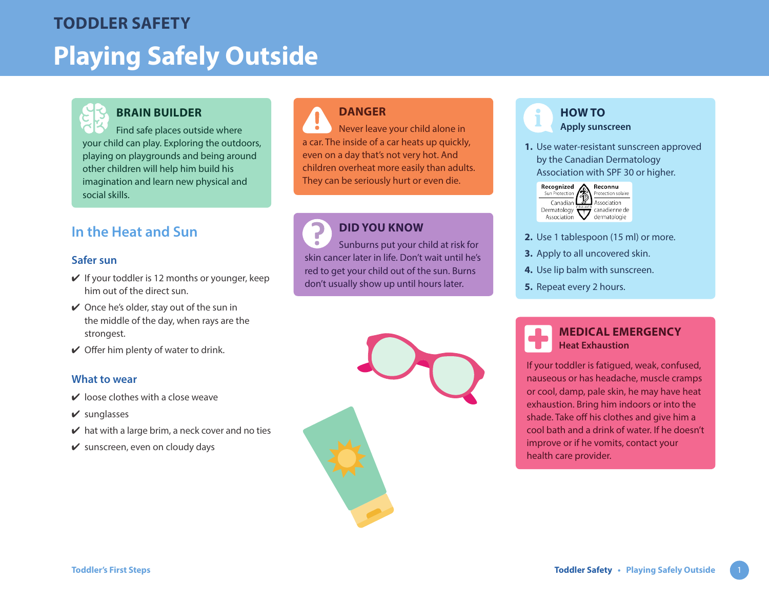# TODDLER SAFETY

# Playing Safely Outside

### BRAIN BUILDER

Find safe places outside where your child can play. Exploring the outdoors, playing on playgrounds and being around other children will help him build his imagination and learn new physical and social skills.

## In the Heat and Sun

### Safer sun

- ✔ If your toddler is 12 months or younger, keep him out of the direct sun.
- ✔ Once he's older, stay out of the sun in the middle of the day, when rays are the strongest.
- ✔ Offer him plenty of water to drink.

### What to wear

- ✔ loose clothes with a close weave
- ✔ sunglasses
- ✔ hat with a large brim, a neck cover and no ties
- ✔ sunscreen, even on cloudy days

### DANGER

Never leave your child alone in a car. The inside of a car heats up quickly, even on a day that's not very hot. And children overheat more easily than adults. They can be seriously hurt or even die.

### DID YOU KNOW

Sunburns put your child at risk for skin cancer later in life. Don't wait until he's red to get your child out of the sun. Burns don't usually show up until hours later.

### HOW TO
**Apply sunscreen**

1. Use water-resistant sunscreen approved by the Canadian Dermatology Association with SPF 30 or higher.

   Recognized Sun Protection / Reconnu Protection solaire — Canadian Dermatology Association / Association canadienne de dermatologie

2. Use 1 tablespoon (15 ml) or more.
3. Apply to all uncovered skin.
4. Use lip balm with sunscreen.
5. Repeat every 2 hours.

### MEDICAL EMERGENCY
**Heat Exhaustion**

If your toddler is fatigued, weak, confused, nauseous or has headache, muscle cramps or cool, damp, pale skin, he may have heat exhaustion. Bring him indoors or into the shade. Take off his clothes and give him a cool bath and a drink of water. If he doesn't improve or if he vomits, contact your health care provider.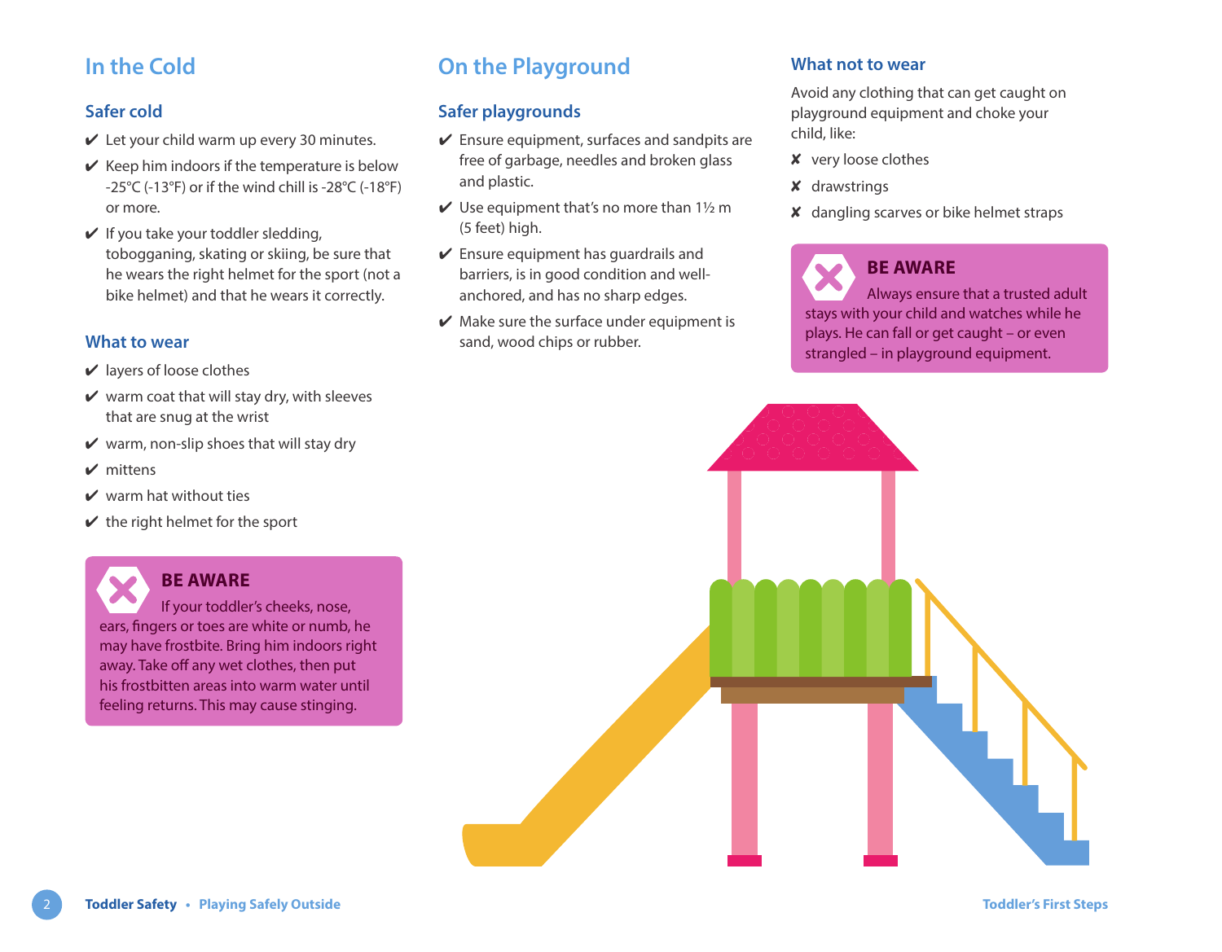## In the Cold

### Safer cold

- ✔ Let your child warm up every 30 minutes.
- ✔ Keep him indoors if the temperature is below -25°C (-13°F) or if the wind chill is -28°C (-18°F) or more.
- ✔ If you take your toddler sledding, tobogganing, skating or skiing, be sure that he wears the right helmet for the sport (not a bike helmet) and that he wears it correctly.

### What to wear

- ✔ layers of loose clothes
- ✔ warm coat that will stay dry, with sleeves that are snug at the wrist
- ✔ warm, non-slip shoes that will stay dry
- ✔ mittens
- ✔ warm hat without ties
- ✔ the right helmet for the sport

**BE AWARE**

If your toddler's cheeks, nose, ears, fingers or toes are white or numb, he may have frostbite. Bring him indoors right away. Take off any wet clothes, then put his frostbitten areas into warm water until feeling returns. This may cause stinging.

## On the Playground

### Safer playgrounds

- ✔ Ensure equipment, surfaces and sandpits are free of garbage, needles and broken glass and plastic.
- ✔ Use equipment that's no more than 1½ m (5 feet) high.
- ✔ Ensure equipment has guardrails and barriers, is in good condition and well-anchored, and has no sharp edges.
- ✔ Make sure the surface under equipment is sand, wood chips or rubber.

### What not to wear

Avoid any clothing that can get caught on playground equipment and choke your child, like:

- ✘ very loose clothes
- ✘ drawstrings
- ✘ dangling scarves or bike helmet straps

**BE AWARE**

Always ensure that a trusted adult stays with your child and watches while he plays. He can fall or get caught – or even strangled – in playground equipment.